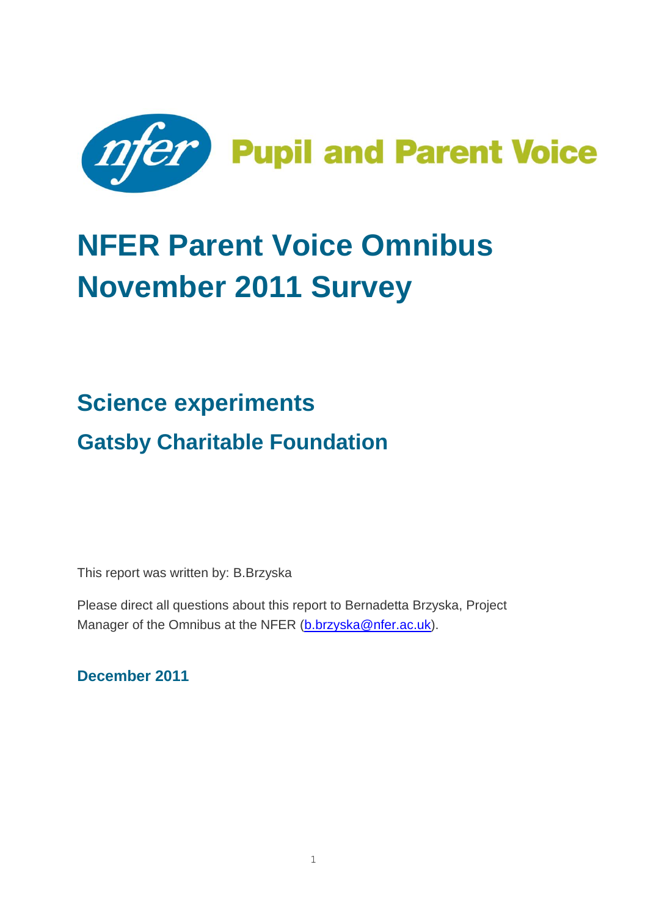nfer **Pupil and Parent Voice**

# NFER Parent Voice Omnibus November 2011 Survey

## Science experiments

## Gatsby Charitable Foundation

This report was written by: B.Brzyska

Please direct all questions about this report to Bernadetta Brzyska, Project Manager of the Omnibus at the NFER (b.brzyska@nfer.ac.uk).

**December 2011**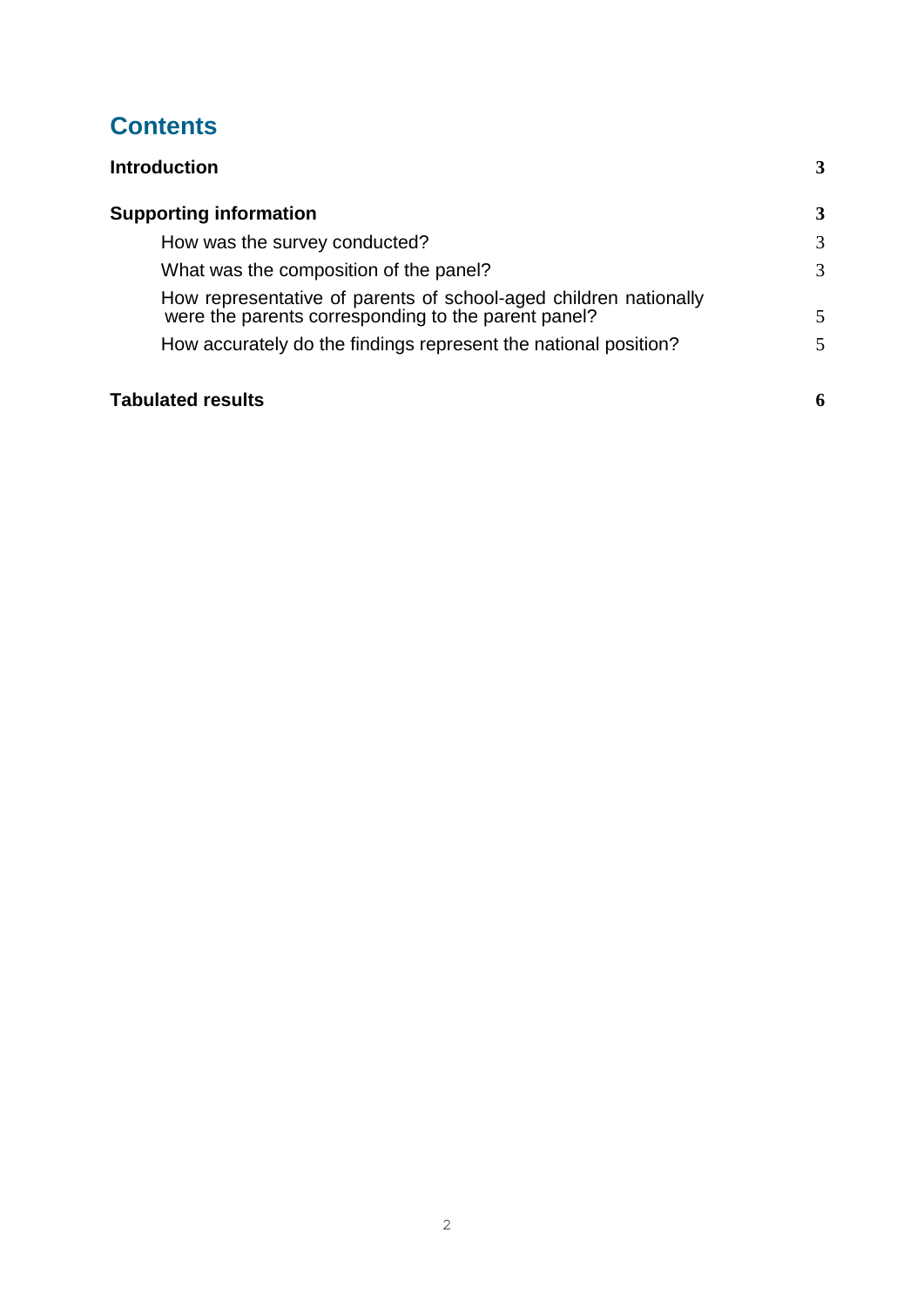# Contents

| | |
|---|---|
| **Introduction** | **3** |
| **Supporting information** | **3** |
| How was the survey conducted? | 3 |
| What was the composition of the panel? | 3 |
| How representative of parents of school-aged children nationally were the parents corresponding to the parent panel? | 5 |
| How accurately do the findings represent the national position? | 5 |
| **Tabulated results** | **6** |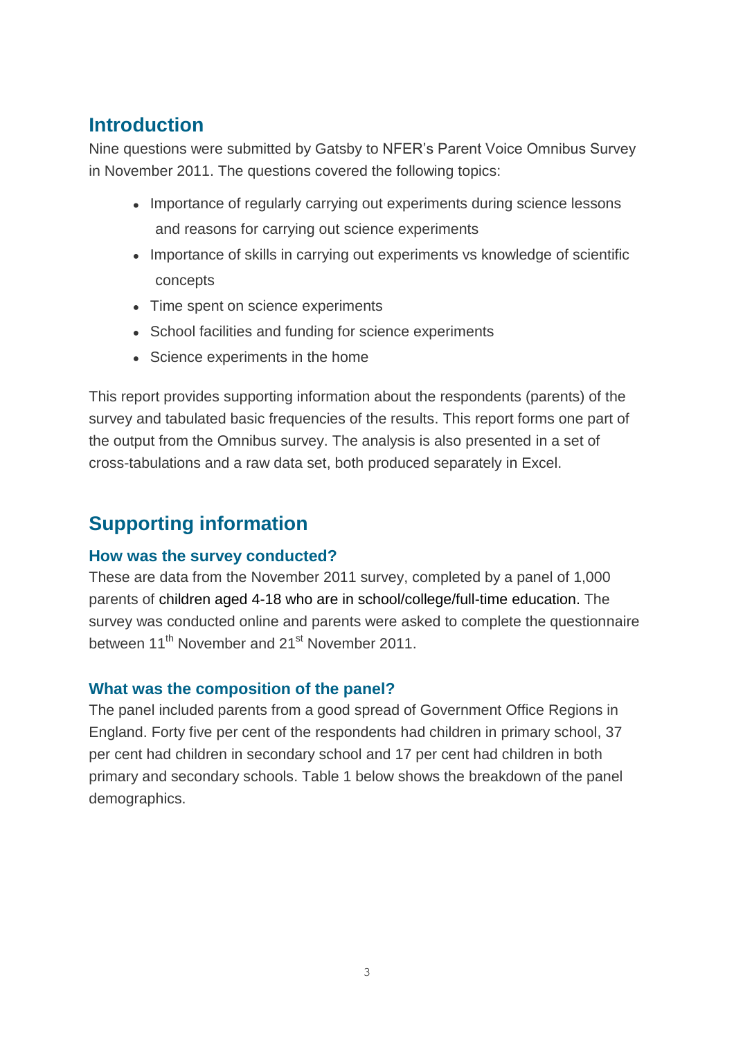## Introduction

Nine questions were submitted by Gatsby to NFER's Parent Voice Omnibus Survey in November 2011. The questions covered the following topics:

- Importance of regularly carrying out experiments during science lessons and reasons for carrying out science experiments
- Importance of skills in carrying out experiments vs knowledge of scientific concepts
- Time spent on science experiments
- School facilities and funding for science experiments
- Science experiments in the home

This report provides supporting information about the respondents (parents) of the survey and tabulated basic frequencies of the results. This report forms one part of the output from the Omnibus survey. The analysis is also presented in a set of cross-tabulations and a raw data set, both produced separately in Excel.

## Supporting information

### How was the survey conducted?

These are data from the November 2011 survey, completed by a panel of 1,000 parents of children aged 4-18 who are in school/college/full-time education. The survey was conducted online and parents were asked to complete the questionnaire between 11th November and 21st November 2011.

### What was the composition of the panel?

The panel included parents from a good spread of Government Office Regions in England. Forty five per cent of the respondents had children in primary school, 37 per cent had children in secondary school and 17 per cent had children in both primary and secondary schools. Table 1 below shows the breakdown of the panel demographics.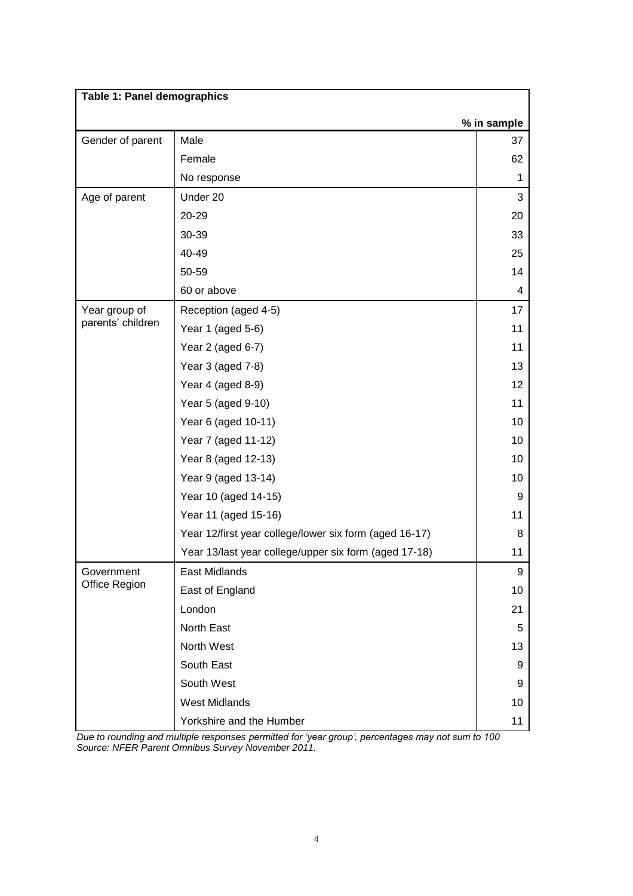**Table 1: Panel demographics**

| | | % in sample |
|---|---|---|
| Gender of parent | Male | 37 |
| | Female | 62 |
| | No response | 1 |
| Age of parent | Under 20 | 3 |
| | 20-29 | 20 |
| | 30-39 | 33 |
| | 40-49 | 25 |
| | 50-59 | 14 |
| | 60 or above | 4 |
| Year group of parents' children | Reception (aged 4-5) | 17 |
| | Year 1 (aged 5-6) | 11 |
| | Year 2 (aged 6-7) | 11 |
| | Year 3 (aged 7-8) | 13 |
| | Year 4 (aged 8-9) | 12 |
| | Year 5 (aged 9-10) | 11 |
| | Year 6 (aged 10-11) | 10 |
| | Year 7 (aged 11-12) | 10 |
| | Year 8 (aged 12-13) | 10 |
| | Year 9 (aged 13-14) | 10 |
| | Year 10 (aged 14-15) | 9 |
| | Year 11 (aged 15-16) | 11 |
| | Year 12/first year college/lower six form (aged 16-17) | 8 |
| | Year 13/last year college/upper six form (aged 17-18) | 11 |
| Government Office Region | East Midlands | 9 |
| | East of England | 10 |
| | London | 21 |
| | North East | 5 |
| | North West | 13 |
| | South East | 9 |
| | South West | 9 |
| | West Midlands | 10 |
| | Yorkshire and the Humber | 11 |

*Due to rounding and multiple responses permitted for 'year group', percentages may not sum to 100*
*Source: NFER Parent Omnibus Survey November 2011.*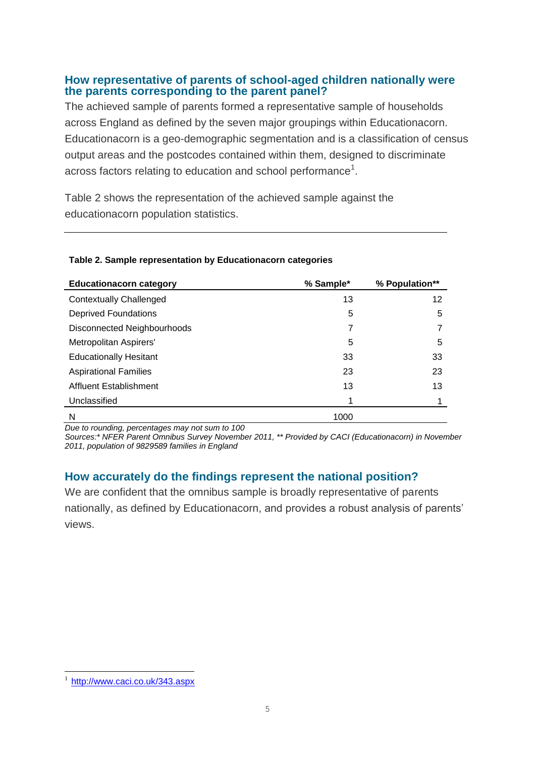## How representative of parents of school-aged children nationally were the parents corresponding to the parent panel?

The achieved sample of parents formed a representative sample of households across England as defined by the seven major groupings within Educationacorn. Educationacorn is a geo-demographic segmentation and is a classification of census output areas and the postcodes contained within them, designed to discriminate across factors relating to education and school performance[1].

Table 2 shows the representation of the achieved sample against the educationacorn population statistics.

**Table 2. Sample representation by Educationacorn categories**

| Educationacorn category | % Sample* | % Population** |
|---|---|---|
| Contextually Challenged | 13 | 12 |
| Deprived Foundations | 5 | 5 |
| Disconnected Neighbourhoods | 7 | 7 |
| Metropolitan Aspirers' | 5 | 5 |
| Educationally Hesitant | 33 | 33 |
| Aspirational Families | 23 | 23 |
| Affluent Establishment | 13 | 13 |
| Unclassified | 1 | 1 |
| N | 1000 | |

*Due to rounding, percentages may not sum to 100*

*Sources:* NFER Parent Omnibus Survey November 2011, ** Provided by CACI (Educationacorn) in November 2011, population of 9829589 families in England*

## How accurately do the findings represent the national position?

We are confident that the omnibus sample is broadly representative of parents nationally, as defined by Educationacorn, and provides a robust analysis of parents' views.

[1] http://www.caci.co.uk/343.aspx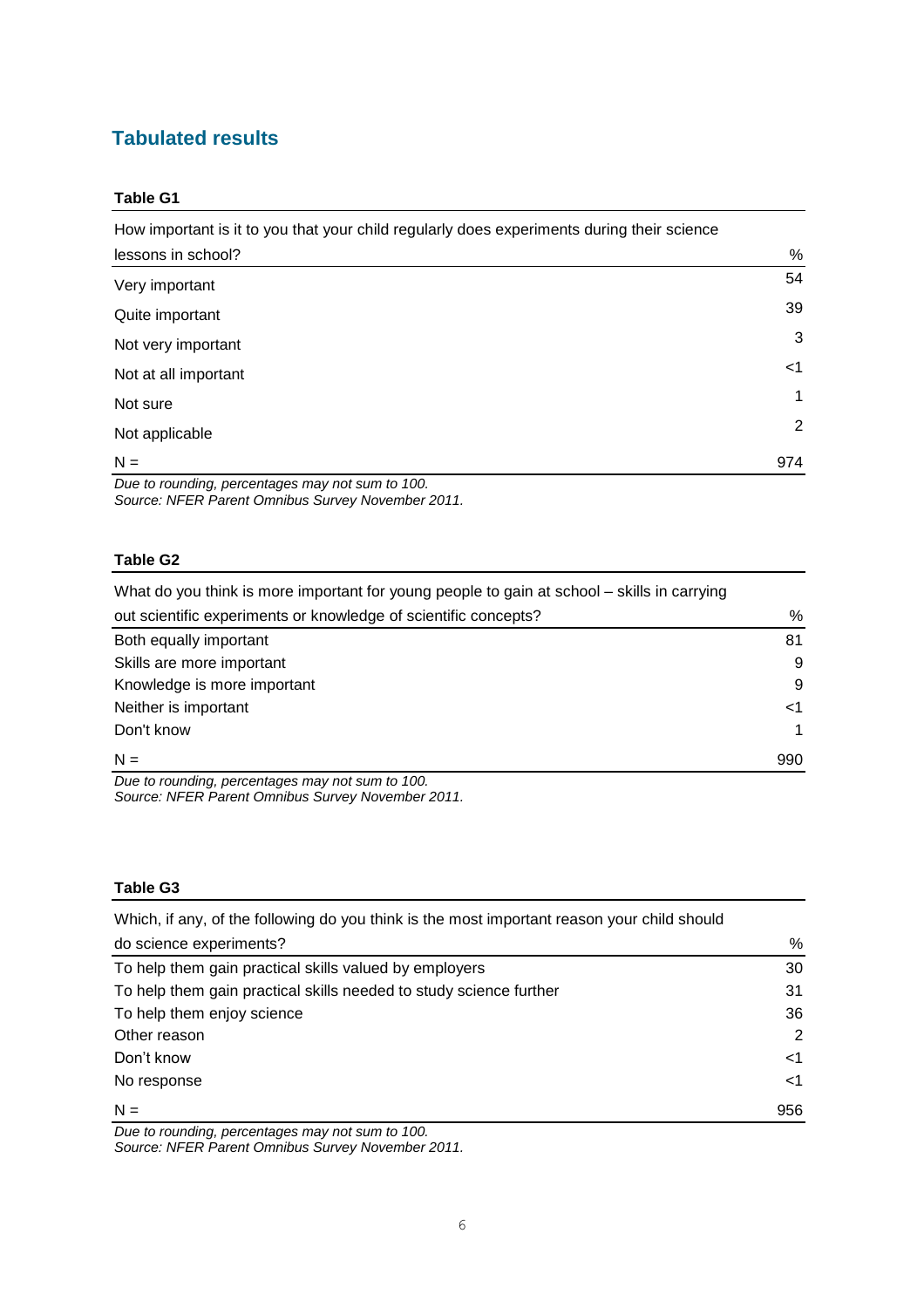## Tabulated results

**Table G1**

| How important is it to you that your child regularly does experiments during their science lessons in school? | % |
|---|---|
| Very important | 54 |
| Quite important | 39 |
| Not very important | 3 |
| Not at all important | <1 |
| Not sure | 1 |
| Not applicable | 2 |
| N = | 974 |

*Due to rounding, percentages may not sum to 100.*
*Source: NFER Parent Omnibus Survey November 2011.*

**Table G2**

| What do you think is more important for young people to gain at school – skills in carrying out scientific experiments or knowledge of scientific concepts? | % |
|---|---|
| Both equally important | 81 |
| Skills are more important | 9 |
| Knowledge is more important | 9 |
| Neither is important | <1 |
| Don't know | 1 |
| N = | 990 |

*Due to rounding, percentages may not sum to 100.*
*Source: NFER Parent Omnibus Survey November 2011.*

**Table G3**

| Which, if any, of the following do you think is the most important reason your child should do science experiments? | % |
|---|---|
| To help them gain practical skills valued by employers | 30 |
| To help them gain practical skills needed to study science further | 31 |
| To help them enjoy science | 36 |
| Other reason | 2 |
| Don't know | <1 |
| No response | <1 |
| N = | 956 |

*Due to rounding, percentages may not sum to 100.*
*Source: NFER Parent Omnibus Survey November 2011.*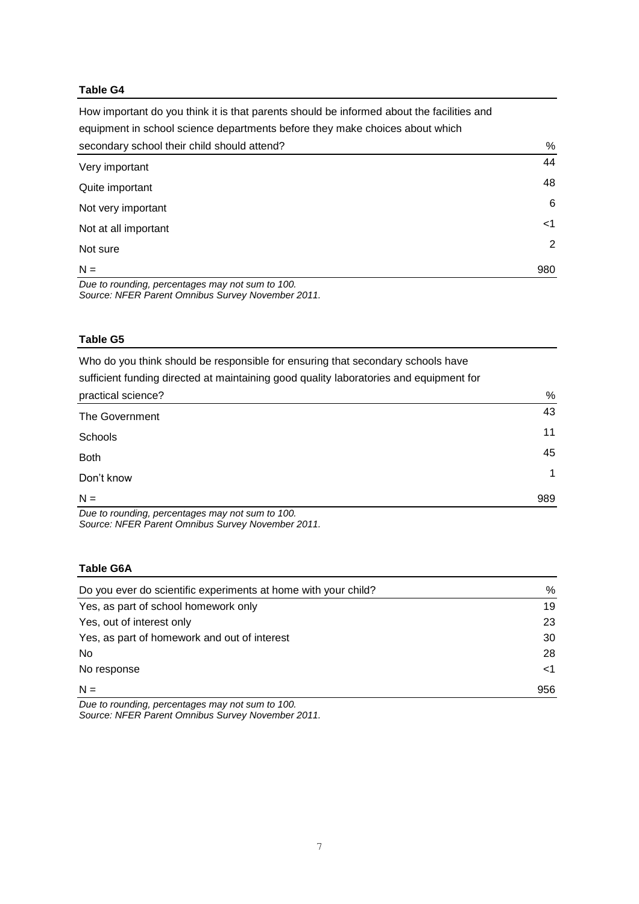**Table G4**

| How important do you think it is that parents should be informed about the facilities and equipment in school science departments before they make choices about which secondary school their child should attend? | % |
|---|---|
| Very important | 44 |
| Quite important | 48 |
| Not very important | 6 |
| Not at all important | <1 |
| Not sure | 2 |
| N = | 980 |

*Due to rounding, percentages may not sum to 100.*
*Source: NFER Parent Omnibus Survey November 2011.*

**Table G5**

| Who do you think should be responsible for ensuring that secondary schools have sufficient funding directed at maintaining good quality laboratories and equipment for practical science? | % |
|---|---|
| The Government | 43 |
| Schools | 11 |
| Both | 45 |
| Don't know | 1 |
| N = | 989 |

*Due to rounding, percentages may not sum to 100.*
*Source: NFER Parent Omnibus Survey November 2011.*

**Table G6A**

| Do you ever do scientific experiments at home with your child? | % |
|---|---|
| Yes, as part of school homework only | 19 |
| Yes, out of interest only | 23 |
| Yes, as part of homework and out of interest | 30 |
| No | 28 |
| No response | <1 |
| N = | 956 |

*Due to rounding, percentages may not sum to 100.*
*Source: NFER Parent Omnibus Survey November 2011.*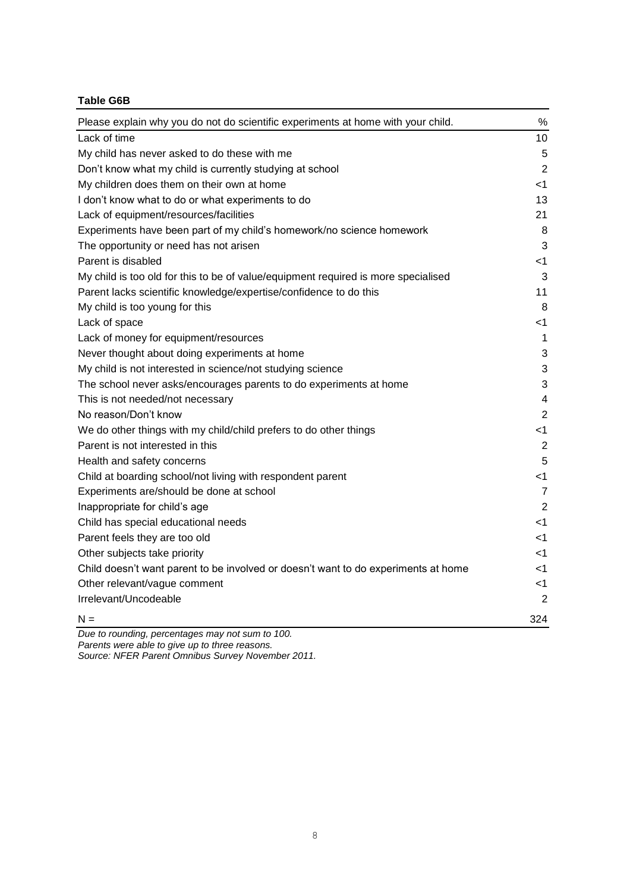**Table G6B**

| Please explain why you do not do scientific experiments at home with your child. | % |
|---|---|
| Lack of time | 10 |
| My child has never asked to do these with me | 5 |
| Don't know what my child is currently studying at school | 2 |
| My children does them on their own at home | <1 |
| I don't know what to do or what experiments to do | 13 |
| Lack of equipment/resources/facilities | 21 |
| Experiments have been part of my child's homework/no science homework | 8 |
| The opportunity or need has not arisen | 3 |
| Parent is disabled | <1 |
| My child is too old for this to be of value/equipment required is more specialised | 3 |
| Parent lacks scientific knowledge/expertise/confidence to do this | 11 |
| My child is too young for this | 8 |
| Lack of space | <1 |
| Lack of money for equipment/resources | 1 |
| Never thought about doing experiments at home | 3 |
| My child is not interested in science/not studying science | 3 |
| The school never asks/encourages parents to do experiments at home | 3 |
| This is not needed/not necessary | 4 |
| No reason/Don't know | 2 |
| We do other things with my child/child prefers to do other things | <1 |
| Parent is not interested in this | 2 |
| Health and safety concerns | 5 |
| Child at boarding school/not living with respondent parent | <1 |
| Experiments are/should be done at school | 7 |
| Inappropriate for child's age | 2 |
| Child has special educational needs | <1 |
| Parent feels they are too old | <1 |
| Other subjects take priority | <1 |
| Child doesn't want parent to be involved or doesn't want to do experiments at home | <1 |
| Other relevant/vague comment | <1 |
| Irrelevant/Uncodeable | 2 |
| N = | 324 |

*Due to rounding, percentages may not sum to 100.*
*Parents were able to give up to three reasons.*
*Source: NFER Parent Omnibus Survey November 2011.*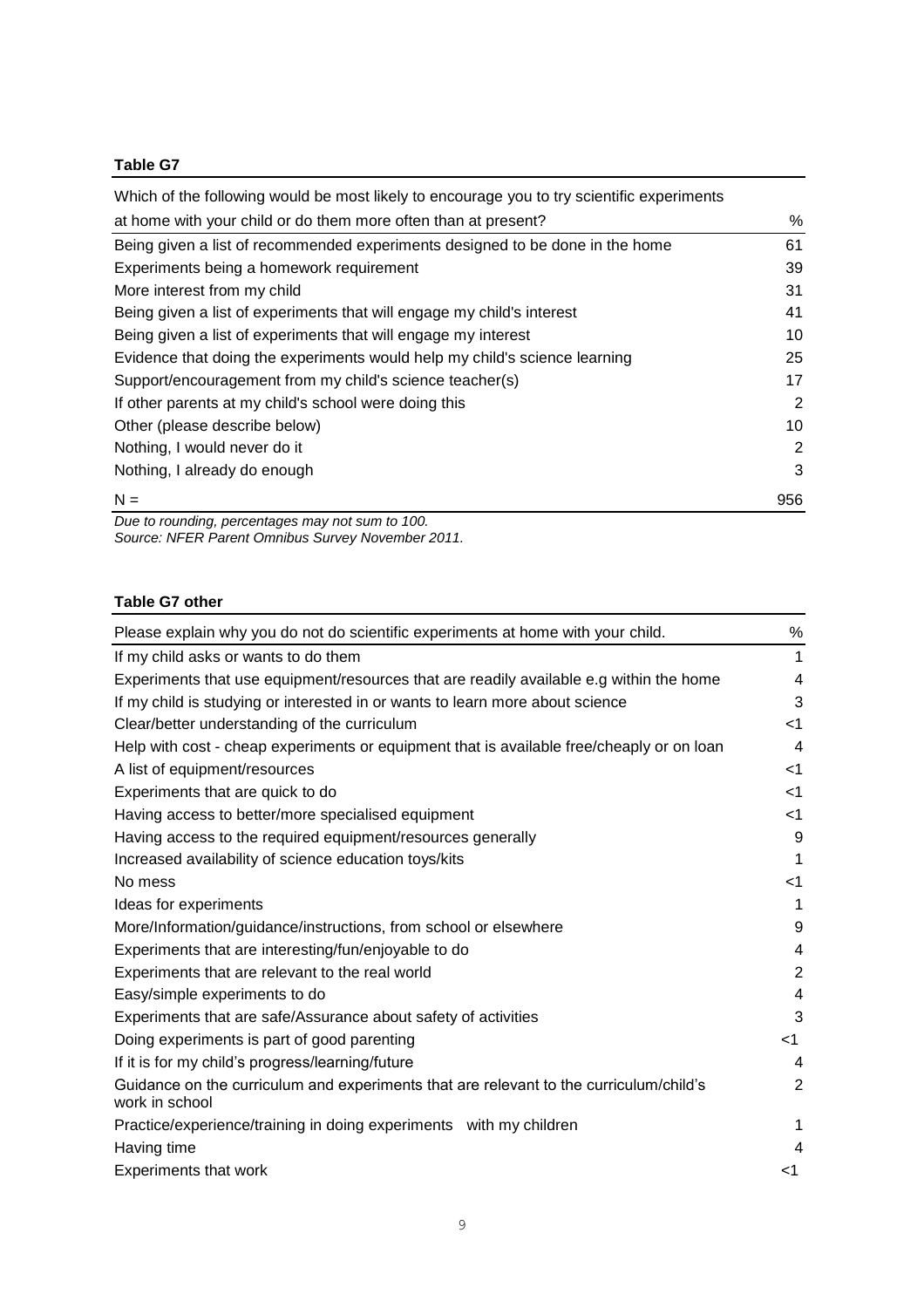**Table G7**

| Which of the following would be most likely to encourage you to try scientific experiments at home with your child or do them more often than at present? | % |
|---|---|
| Being given a list of recommended experiments designed to be done in the home | 61 |
| Experiments being a homework requirement | 39 |
| More interest from my child | 31 |
| Being given a list of experiments that will engage my child's interest | 41 |
| Being given a list of experiments that will engage my interest | 10 |
| Evidence that doing the experiments would help my child's science learning | 25 |
| Support/encouragement from my child's science teacher(s) | 17 |
| If other parents at my child's school were doing this | 2 |
| Other (please describe below) | 10 |
| Nothing, I would never do it | 2 |
| Nothing, I already do enough | 3 |
| N = | 956 |

*Due to rounding, percentages may not sum to 100.*
*Source: NFER Parent Omnibus Survey November 2011.*

**Table G7 other**

| Please explain why you do not do scientific experiments at home with your child. | % |
|---|---|
| If my child asks or wants to do them | 1 |
| Experiments that use equipment/resources that are readily available e.g within the home | 4 |
| If my child is studying or interested in or wants to learn more about science | 3 |
| Clear/better understanding of the curriculum | <1 |
| Help with cost - cheap experiments or equipment that is available free/cheaply or on loan | 4 |
| A list of equipment/resources | <1 |
| Experiments that are quick to do | <1 |
| Having access to better/more specialised equipment | <1 |
| Having access to the required equipment/resources generally | 9 |
| Increased availability of science education toys/kits | 1 |
| No mess | <1 |
| Ideas for experiments | 1 |
| More/Information/guidance/instructions, from school or elsewhere | 9 |
| Experiments that are interesting/fun/enjoyable to do | 4 |
| Experiments that are relevant to the real world | 2 |
| Easy/simple experiments to do | 4 |
| Experiments that are safe/Assurance about safety of activities | 3 |
| Doing experiments is part of good parenting | <1 |
| If it is for my child's progress/learning/future | 4 |
| Guidance on the curriculum and experiments that are relevant to the curriculum/child's work in school | 2 |
| Practice/experience/training in doing experiments with my children | 1 |
| Having time | 4 |
| Experiments that work | <1 |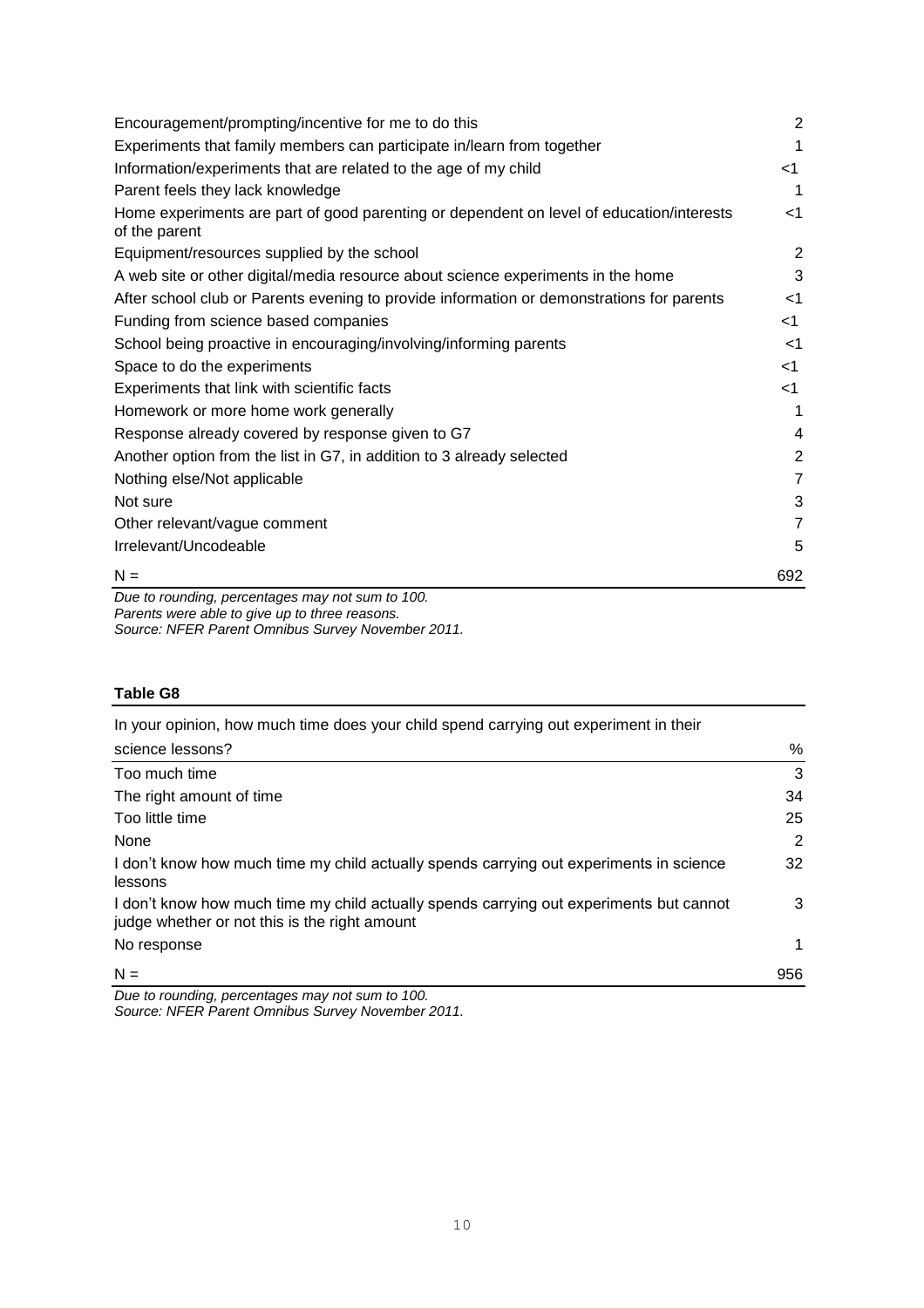| | |
|---|---|
| Encouragement/prompting/incentive for me to do this | 2 |
| Experiments that family members can participate in/learn from together | 1 |
| Information/experiments that are related to the age of my child | <1 |
| Parent feels they lack knowledge | 1 |
| Home experiments are part of good parenting or dependent on level of education/interests of the parent | <1 |
| Equipment/resources supplied by the school | 2 |
| A web site or other digital/media resource about science experiments in the home | 3 |
| After school club or Parents evening to provide information or demonstrations for parents | <1 |
| Funding from science based companies | <1 |
| School being proactive in encouraging/involving/informing parents | <1 |
| Space to do the experiments | <1 |
| Experiments that link with scientific facts | <1 |
| Homework or more home work generally | 1 |
| Response already covered by response given to G7 | 4 |
| Another option from the list in G7, in addition to 3 already selected | 2 |
| Nothing else/Not applicable | 7 |
| Not sure | 3 |
| Other relevant/vague comment | 7 |
| Irrelevant/Uncodeable | 5 |
| N = | 692 |

*Due to rounding, percentages may not sum to 100.*
*Parents were able to give up to three reasons.*
*Source: NFER Parent Omnibus Survey November 2011.*

**Table G8**

| In your opinion, how much time does your child spend carrying out experiment in their science lessons? | % |
|---|---|
| Too much time | 3 |
| The right amount of time | 34 |
| Too little time | 25 |
| None | 2 |
| I don't know how much time my child actually spends carrying out experiments in science lessons | 32 |
| I don't know how much time my child actually spends carrying out experiments but cannot judge whether or not this is the right amount | 3 |
| No response | 1 |
| N = | 956 |

*Due to rounding, percentages may not sum to 100.*
*Source: NFER Parent Omnibus Survey November 2011.*